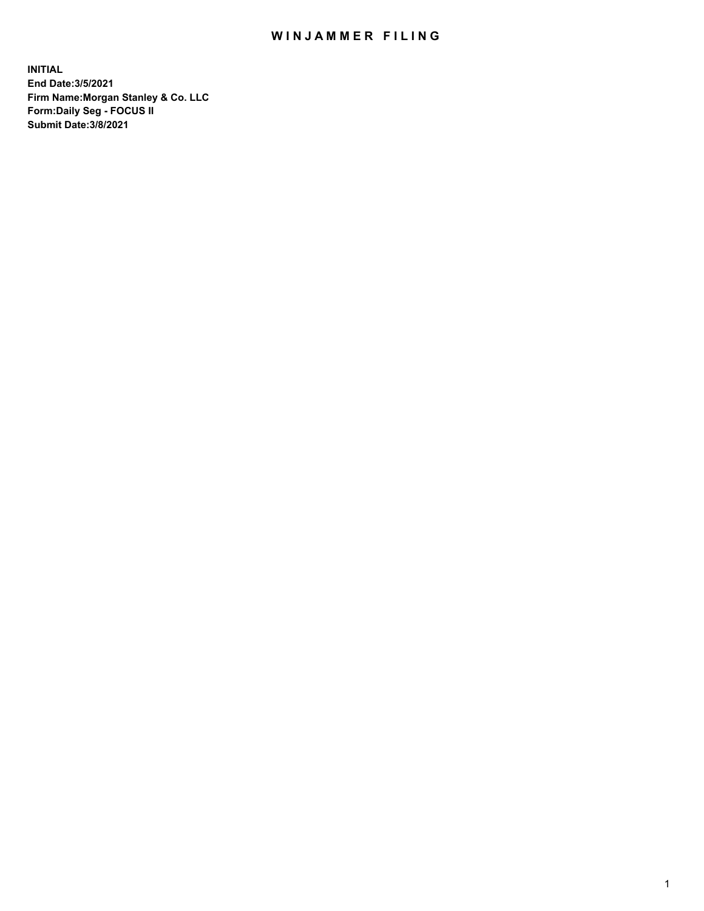# WINJAMMER FILING

**INITIAL**
**End Date:3/5/2021**
**Firm Name:Morgan Stanley & Co. LLC**
**Form:Daily Seg - FOCUS II**
**Submit Date:3/8/2021**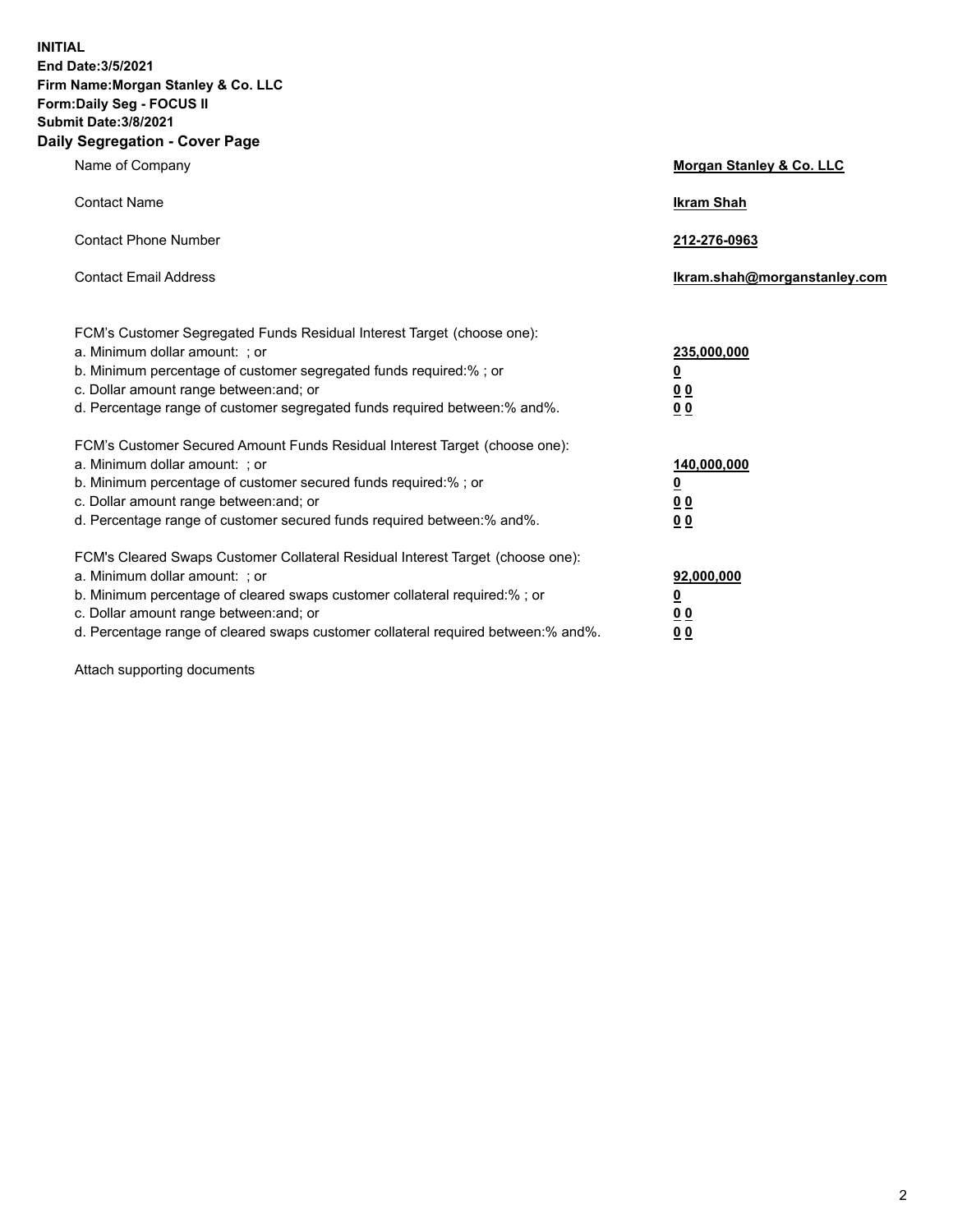**INITIAL**
**End Date:3/5/2021**
**Firm Name:Morgan Stanley & Co. LLC**
**Form:Daily Seg - FOCUS II**
**Submit Date:3/8/2021**

## Daily Segregation - Cover Page

| | |
|---|---|
| Name of Company | **Morgan Stanley & Co. LLC** |
| Contact Name | **Ikram Shah** |
| Contact Phone Number | **212-276-0963** |
| Contact Email Address | **Ikram.shah@morganstanley.com** |

FCM's Customer Segregated Funds Residual Interest Target (choose one):

| | |
|---|---|
| a. Minimum dollar amount: ; or | **235,000,000** |
| b. Minimum percentage of customer segregated funds required:% ; or | **0** |
| c. Dollar amount range between:and; or | **0 0** |
| d. Percentage range of customer segregated funds required between:% and%. | **0 0** |

FCM's Customer Secured Amount Funds Residual Interest Target (choose one):

| | |
|---|---|
| a. Minimum dollar amount: ; or | **140,000,000** |
| b. Minimum percentage of customer secured funds required:% ; or | **0** |
| c. Dollar amount range between:and; or | **0 0** |
| d. Percentage range of customer secured funds required between:% and%. | **0 0** |

FCM's Cleared Swaps Customer Collateral Residual Interest Target (choose one):

| | |
|---|---|
| a. Minimum dollar amount: ; or | **92,000,000** |
| b. Minimum percentage of cleared swaps customer collateral required:% ; or | **0** |
| c. Dollar amount range between:and; or | **0 0** |
| d. Percentage range of cleared swaps customer collateral required between:% and%. | **0 0** |

Attach supporting documents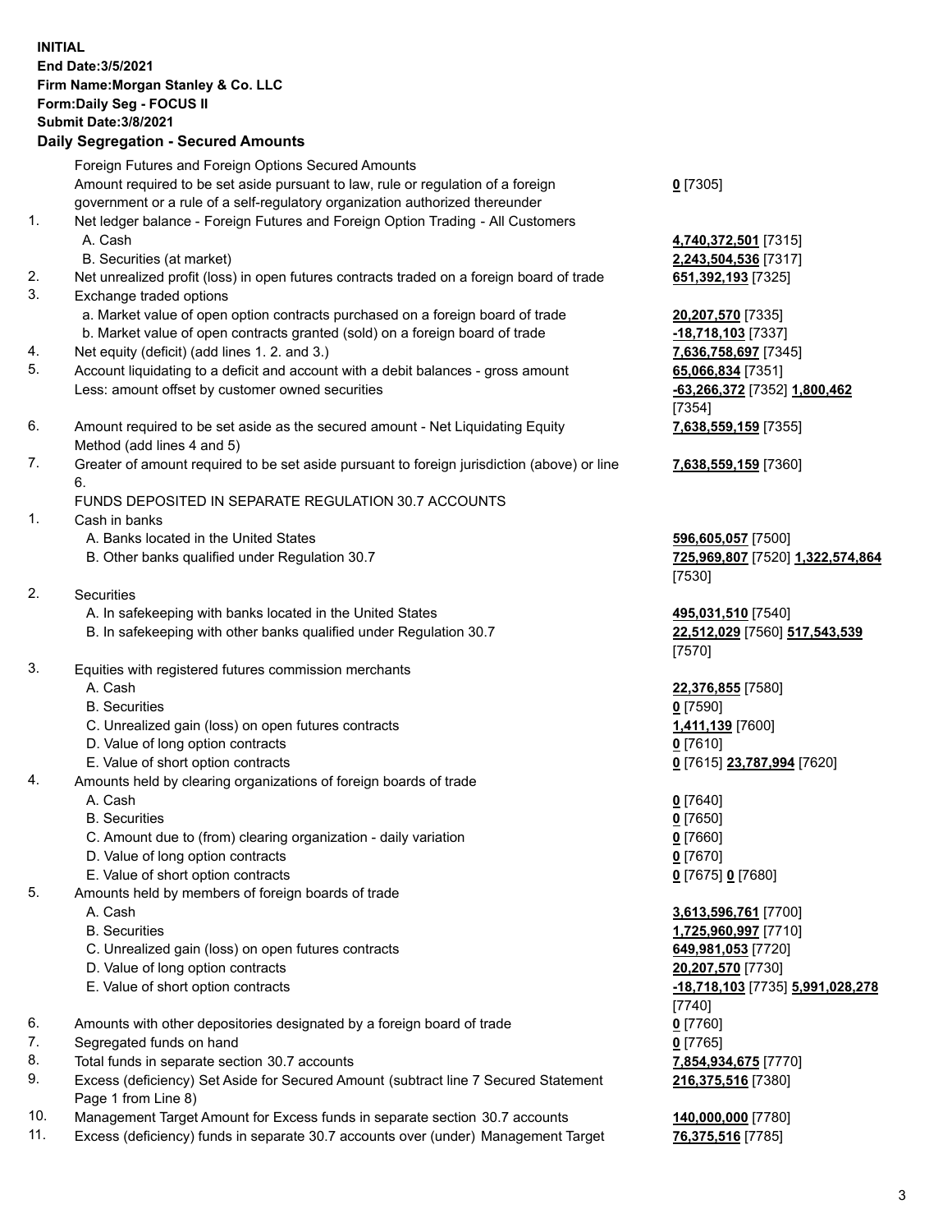**INITIAL**
**End Date:3/5/2021**
**Firm Name:Morgan Stanley & Co. LLC**
**Form:Daily Seg - FOCUS II**
**Submit Date:3/8/2021**

**Daily Segregation - Secured Amounts**

| | | |
|---|---|---|
| | Foreign Futures and Foreign Options Secured Amounts | |
| | Amount required to be set aside pursuant to law, rule or regulation of a foreign government or a rule of a self-regulatory organization authorized thereunder | **0** [7305] |
| 1. | Net ledger balance - Foreign Futures and Foreign Option Trading - All Customers | |
| | A. Cash | **4,740,372,501** [7315] |
| | B. Securities (at market) | **2,243,504,536** [7317] |
| 2. | Net unrealized profit (loss) in open futures contracts traded on a foreign board of trade | **651,392,193** [7325] |
| 3. | Exchange traded options | |
| | a. Market value of open option contracts purchased on a foreign board of trade | **20,207,570** [7335] |
| | b. Market value of open contracts granted (sold) on a foreign board of trade | **-18,718,103** [7337] |
| 4. | Net equity (deficit) (add lines 1. 2. and 3.) | **7,636,758,697** [7345] |
| 5. | Account liquidating to a deficit and account with a debit balances - gross amount | **65,066,834** [7351] |
| | Less: amount offset by customer owned securities | **-63,266,372** [7352] **1,800,462** [7354] |
| 6. | Amount required to be set aside as the secured amount - Net Liquidating Equity Method (add lines 4 and 5) | **7,638,559,159** [7355] |
| 7. | Greater of amount required to be set aside pursuant to foreign jurisdiction (above) or line 6. | **7,638,559,159** [7360] |
| | FUNDS DEPOSITED IN SEPARATE REGULATION 30.7 ACCOUNTS | |
| 1. | Cash in banks | |
| | A. Banks located in the United States | **596,605,057** [7500] |
| | B. Other banks qualified under Regulation 30.7 | **725,969,807** [7520] **1,322,574,864** [7530] |
| 2. | Securities | |
| | A. In safekeeping with banks located in the United States | **495,031,510** [7540] |
| | B. In safekeeping with other banks qualified under Regulation 30.7 | **22,512,029** [7560] **517,543,539** [7570] |
| 3. | Equities with registered futures commission merchants | |
| | A. Cash | **22,376,855** [7580] |
| | B. Securities | **0** [7590] |
| | C. Unrealized gain (loss) on open futures contracts | **1,411,139** [7600] |
| | D. Value of long option contracts | **0** [7610] |
| | E. Value of short option contracts | **0** [7615] **23,787,994** [7620] |
| 4. | Amounts held by clearing organizations of foreign boards of trade | |
| | A. Cash | **0** [7640] |
| | B. Securities | **0** [7650] |
| | C. Amount due to (from) clearing organization - daily variation | **0** [7660] |
| | D. Value of long option contracts | **0** [7670] |
| | E. Value of short option contracts | **0** [7675] **0** [7680] |
| 5. | Amounts held by members of foreign boards of trade | |
| | A. Cash | **3,613,596,761** [7700] |
| | B. Securities | **1,725,960,997** [7710] |
| | C. Unrealized gain (loss) on open futures contracts | **649,981,053** [7720] |
| | D. Value of long option contracts | **20,207,570** [7730] |
| | E. Value of short option contracts | **-18,718,103** [7735] **5,991,028,278** [7740] |
| 6. | Amounts with other depositories designated by a foreign board of trade | **0** [7760] |
| 7. | Segregated funds on hand | **0** [7765] |
| 8. | Total funds in separate section 30.7 accounts | **7,854,934,675** [7770] |
| 9. | Excess (deficiency) Set Aside for Secured Amount (subtract line 7 Secured Statement Page 1 from Line 8) | **216,375,516** [7380] |
| 10. | Management Target Amount for Excess funds in separate section 30.7 accounts | **140,000,000** [7780] |
| 11. | Excess (deficiency) funds in separate 30.7 accounts over (under) Management Target | **76,375,516** [7785] |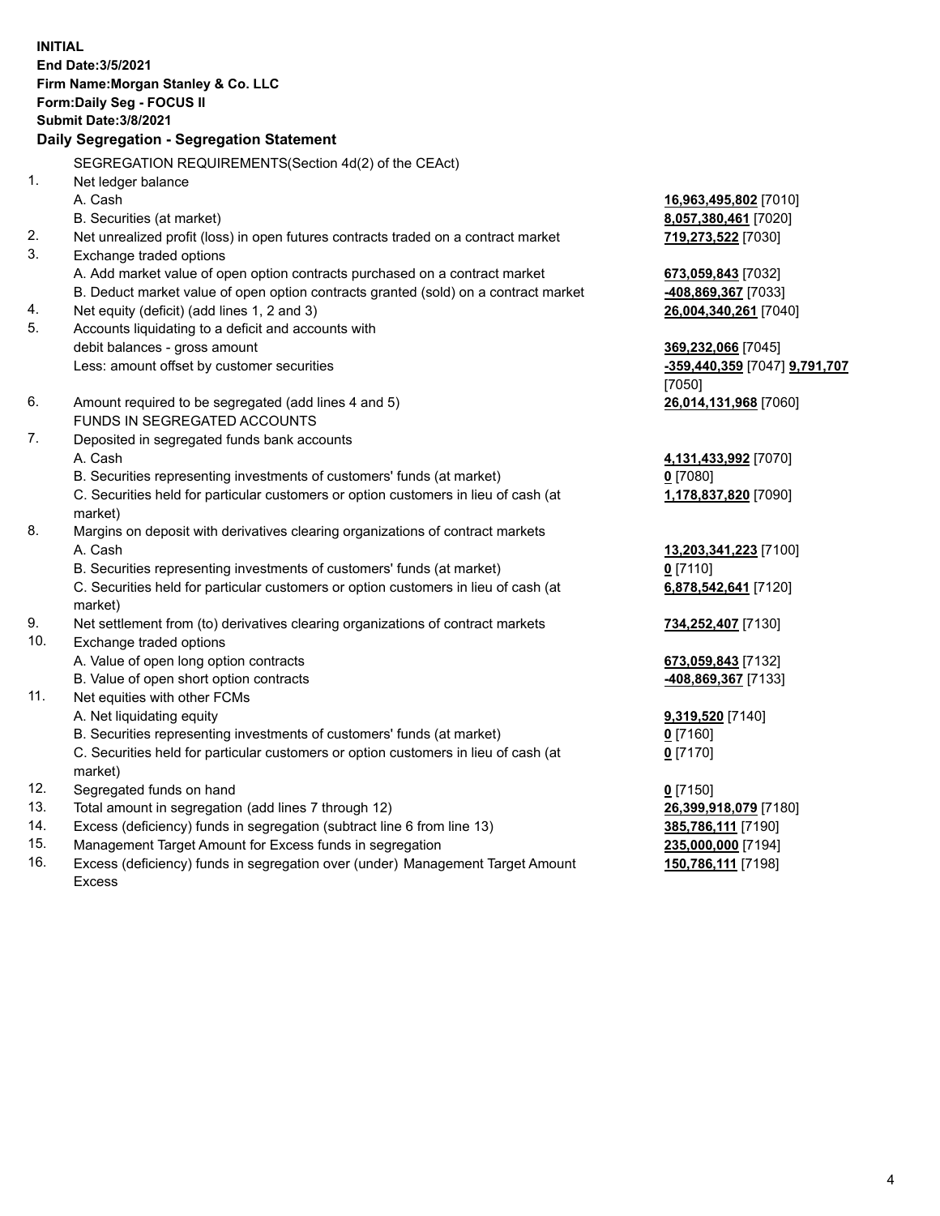**INITIAL**
**End Date:3/5/2021**
**Firm Name:Morgan Stanley & Co. LLC**
**Form:Daily Seg - FOCUS II**
**Submit Date:3/8/2021**

## Daily Segregation - Segregation Statement

| | SEGREGATION REQUIREMENTS(Section 4d(2) of the CEAct) | |
|---|---|---|
| 1. | Net ledger balance | |
| | A. Cash | **16,963,495,802** [7010] |
| | B. Securities (at market) | **8,057,380,461** [7020] |
| 2. | Net unrealized profit (loss) in open futures contracts traded on a contract market | **719,273,522** [7030] |
| 3. | Exchange traded options | |
| | A. Add market value of open option contracts purchased on a contract market | **673,059,843** [7032] |
| | B. Deduct market value of open option contracts granted (sold) on a contract market | **-408,869,367** [7033] |
| 4. | Net equity (deficit) (add lines 1, 2 and 3) | **26,004,340,261** [7040] |
| 5. | Accounts liquidating to a deficit and accounts with debit balances - gross amount | **369,232,066** [7045] |
| | Less: amount offset by customer securities | **-359,440,359** [7047] **9,791,707** [7050] |
| 6. | Amount required to be segregated (add lines 4 and 5) | **26,014,131,968** [7060] |
| | FUNDS IN SEGREGATED ACCOUNTS | |
| 7. | Deposited in segregated funds bank accounts | |
| | A. Cash | **4,131,433,992** [7070] |
| | B. Securities representing investments of customers' funds (at market) | **0** [7080] |
| | C. Securities held for particular customers or option customers in lieu of cash (at market) | **1,178,837,820** [7090] |
| 8. | Margins on deposit with derivatives clearing organizations of contract markets | |
| | A. Cash | **13,203,341,223** [7100] |
| | B. Securities representing investments of customers' funds (at market) | **0** [7110] |
| | C. Securities held for particular customers or option customers in lieu of cash (at market) | **6,878,542,641** [7120] |
| 9. | Net settlement from (to) derivatives clearing organizations of contract markets | **734,252,407** [7130] |
| 10. | Exchange traded options | |
| | A. Value of open long option contracts | **673,059,843** [7132] |
| | B. Value of open short option contracts | **-408,869,367** [7133] |
| 11. | Net equities with other FCMs | |
| | A. Net liquidating equity | **9,319,520** [7140] |
| | B. Securities representing investments of customers' funds (at market) | **0** [7160] |
| | C. Securities held for particular customers or option customers in lieu of cash (at market) | **0** [7170] |
| 12. | Segregated funds on hand | **0** [7150] |
| 13. | Total amount in segregation (add lines 7 through 12) | **26,399,918,079** [7180] |
| 14. | Excess (deficiency) funds in segregation (subtract line 6 from line 13) | **385,786,111** [7190] |
| 15. | Management Target Amount for Excess funds in segregation | **235,000,000** [7194] |
| 16. | Excess (deficiency) funds in segregation over (under) Management Target Amount Excess | **150,786,111** [7198] |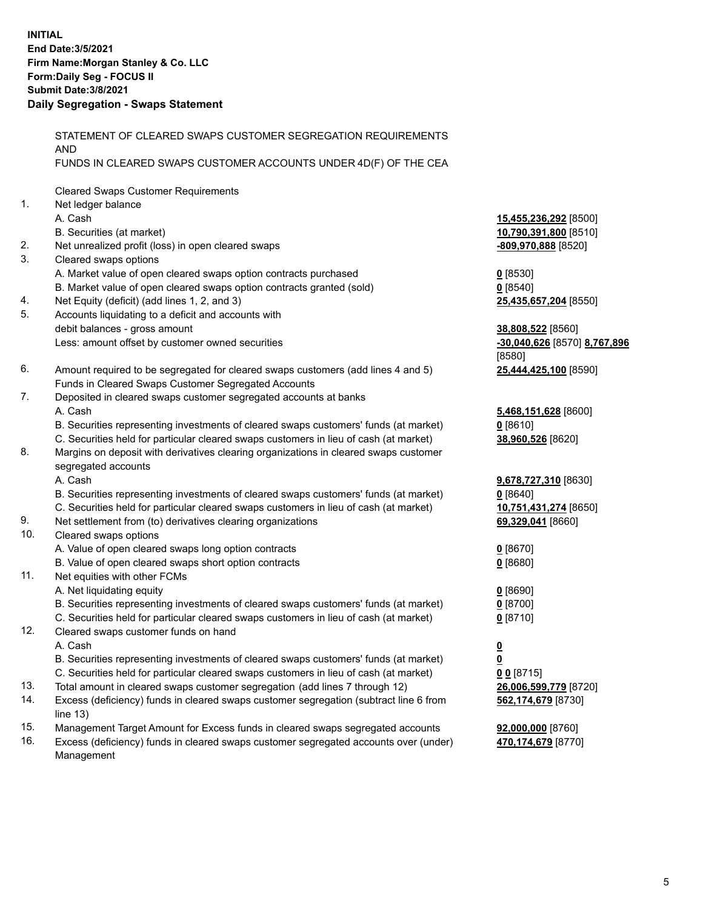**INITIAL**
**End Date:3/5/2021**
**Firm Name:Morgan Stanley & Co. LLC**
**Form:Daily Seg - FOCUS II**
**Submit Date:3/8/2021**
**Daily Segregation - Swaps Statement**

STATEMENT OF CLEARED SWAPS CUSTOMER SEGREGATION REQUIREMENTS AND
FUNDS IN CLEARED SWAPS CUSTOMER ACCOUNTS UNDER 4D(F) OF THE CEA

| | | |
|---|---|---|
| | Cleared Swaps Customer Requirements | |
| 1. | Net ledger balance | |
| | A. Cash | **15,455,236,292** [8500] |
| | B. Securities (at market) | **10,790,391,800** [8510] |
| 2. | Net unrealized profit (loss) in open cleared swaps | **-809,970,888** [8520] |
| 3. | Cleared swaps options | |
| | A. Market value of open cleared swaps option contracts purchased | **0** [8530] |
| | B. Market value of open cleared swaps option contracts granted (sold) | **0** [8540] |
| 4. | Net Equity (deficit) (add lines 1, 2, and 3) | **25,435,657,204** [8550] |
| 5. | Accounts liquidating to a deficit and accounts with debit balances - gross amount | **38,808,522** [8560] |
| | Less: amount offset by customer owned securities | **-30,040,626** [8570] **8,767,896** [8580] |
| 6. | Amount required to be segregated for cleared swaps customers (add lines 4 and 5) | **25,444,425,100** [8590] |
| | Funds in Cleared Swaps Customer Segregated Accounts | |
| 7. | Deposited in cleared swaps customer segregated accounts at banks | |
| | A. Cash | **5,468,151,628** [8600] |
| | B. Securities representing investments of cleared swaps customers' funds (at market) | **0** [8610] |
| | C. Securities held for particular cleared swaps customers in lieu of cash (at market) | **38,960,526** [8620] |
| 8. | Margins on deposit with derivatives clearing organizations in cleared swaps customer segregated accounts | |
| | A. Cash | **9,678,727,310** [8630] |
| | B. Securities representing investments of cleared swaps customers' funds (at market) | **0** [8640] |
| | C. Securities held for particular cleared swaps customers in lieu of cash (at market) | **10,751,431,274** [8650] |
| 9. | Net settlement from (to) derivatives clearing organizations | **69,329,041** [8660] |
| 10. | Cleared swaps options | |
| | A. Value of open cleared swaps long option contracts | **0** [8670] |
| | B. Value of open cleared swaps short option contracts | **0** [8680] |
| 11. | Net equities with other FCMs | |
| | A. Net liquidating equity | **0** [8690] |
| | B. Securities representing investments of cleared swaps customers' funds (at market) | **0** [8700] |
| | C. Securities held for particular cleared swaps customers in lieu of cash (at market) | **0** [8710] |
| 12. | Cleared swaps customer funds on hand | |
| | A. Cash | **0** |
| | B. Securities representing investments of cleared swaps customers' funds (at market) | **0** |
| | C. Securities held for particular cleared swaps customers in lieu of cash (at market) | **0** **0** [8715] |
| 13. | Total amount in cleared swaps customer segregation (add lines 7 through 12) | **26,006,599,779** [8720] |
| 14. | Excess (deficiency) funds in cleared swaps customer segregation (subtract line 6 from line 13) | **562,174,679** [8730] |
| 15. | Management Target Amount for Excess funds in cleared swaps segregated accounts | **92,000,000** [8760] |
| 16. | Excess (deficiency) funds in cleared swaps customer segregated accounts over (under) Management | **470,174,679** [8770] |